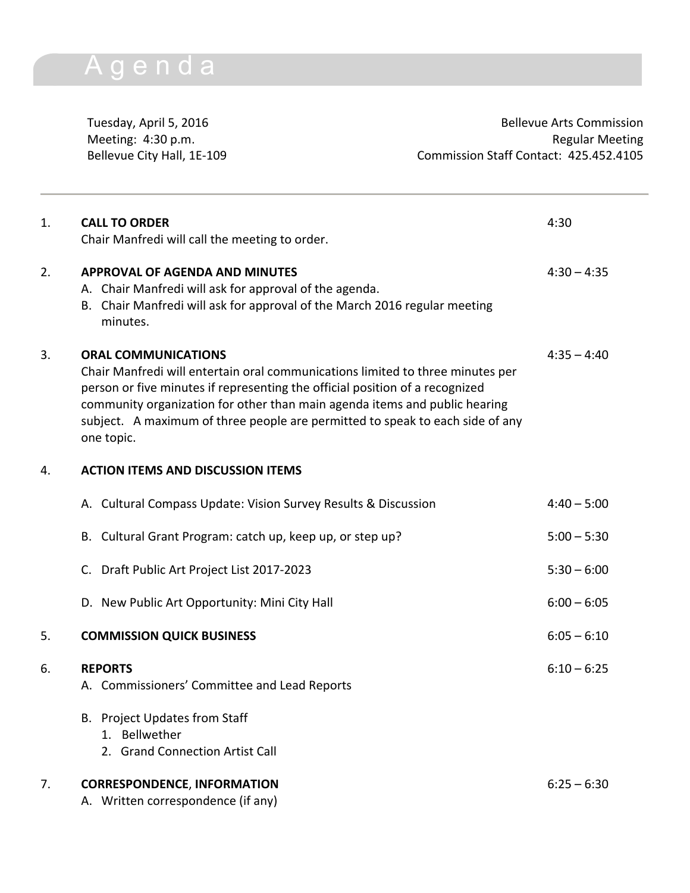# Agenda

Tuesday, April 5, 2016
Meeting: 4:30 p.m.
Bellevue City Hall, 1E-109

Bellevue Arts Commission
Regular Meeting
Commission Staff Contact: 425.452.4105

---

1. **CALL TO ORDER** — 4:30
   Chair Manfredi will call the meeting to order.

2. **APPROVAL OF AGENDA AND MINUTES** — 4:30 – 4:35
   A. Chair Manfredi will ask for approval of the agenda.
   B. Chair Manfredi will ask for approval of the March 2016 regular meeting minutes.

3. **ORAL COMMUNICATIONS** — 4:35 – 4:40
   Chair Manfredi will entertain oral communications limited to three minutes per person or five minutes if representing the official position of a recognized community organization for other than main agenda items and public hearing subject. A maximum of three people are permitted to speak to each side of any one topic.

4. **ACTION ITEMS AND DISCUSSION ITEMS**

   A. Cultural Compass Update: Vision Survey Results & Discussion — 4:40 – 5:00

   B. Cultural Grant Program: catch up, keep up, or step up? — 5:00 – 5:30

   C. Draft Public Art Project List 2017-2023 — 5:30 – 6:00

   D. New Public Art Opportunity: Mini City Hall — 6:00 – 6:05

5. **COMMISSION QUICK BUSINESS** — 6:05 – 6:10

6. **REPORTS** — 6:10 – 6:25
   A. Commissioners' Committee and Lead Reports

   B. Project Updates from Staff
      1. Bellwether
      2. Grand Connection Artist Call

7. **CORRESPONDENCE**, **INFORMATION** — 6:25 – 6:30
   A. Written correspondence (if any)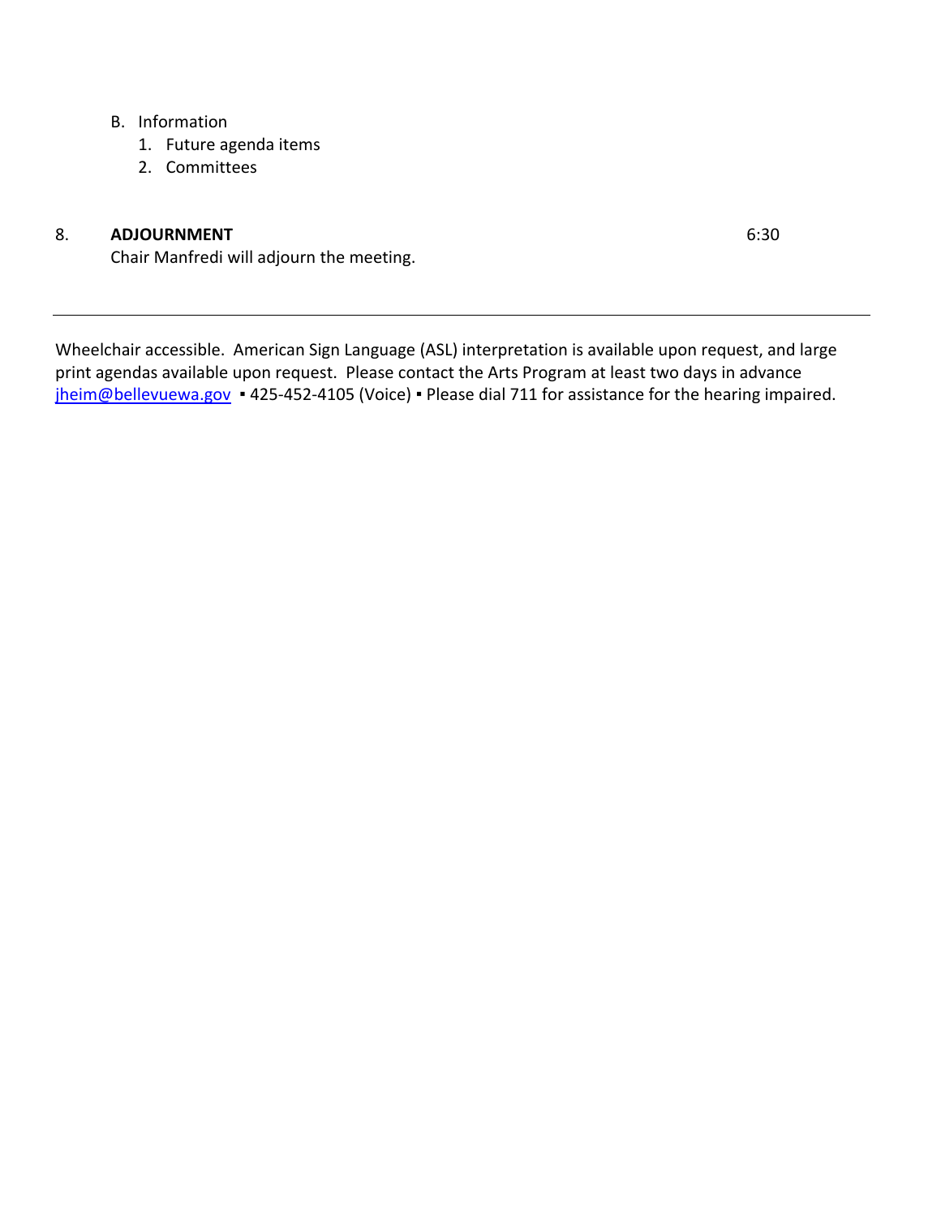B. Information
   1. Future agenda items
   2. Committees

8. **ADJOURNMENT** 6:30

   Chair Manfredi will adjourn the meeting.

---

Wheelchair accessible. American Sign Language (ASL) interpretation is available upon request, and large print agendas available upon request. Please contact the Arts Program at least two days in advance [jheim@bellevuewa.gov](mailto:jheim@bellevuewa.gov) ▪ 425-452-4105 (Voice) ▪ Please dial 711 for assistance for the hearing impaired.